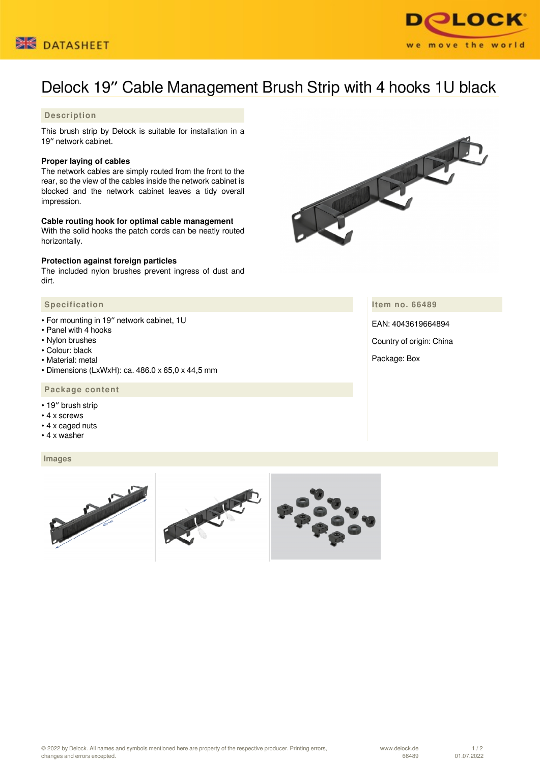DATASHEET

# Delock 19″ Cable Management Brush Strip with 4 hooks 1U black

## Description

This brush strip by Delock is suitable for installation in a 19″ network cabinet.

**Proper laying of cables**
The network cables are simply routed from the front to the rear, so the view of the cables inside the network cabinet is blocked and the network cabinet leaves a tidy overall impression.

**Cable routing hook for optimal cable management**
With the solid hooks the patch cords can be neatly routed horizontally.

**Protection against foreign particles**
The included nylon brushes prevent ingress of dust and dirt.

## Specification

- For mounting in 19″ network cabinet, 1U
- Panel with 4 hooks
- Nylon brushes
- Colour: black
- Material: metal
- Dimensions (LxWxH): ca. 486.0 x 65,0 x 44,5 mm

## Package content

- 19″ brush strip
- 4 x screws
- 4 x caged nuts
- 4 x washer

## Item no. 66489

EAN: 4043619664894

Country of origin: China

Package: Box

## Images

© 2022 by Delock. All names and symbols mentioned here are property of the respective producer. Printing errors, changes and errors excepted.

www.delock.de
66489

01.07.2022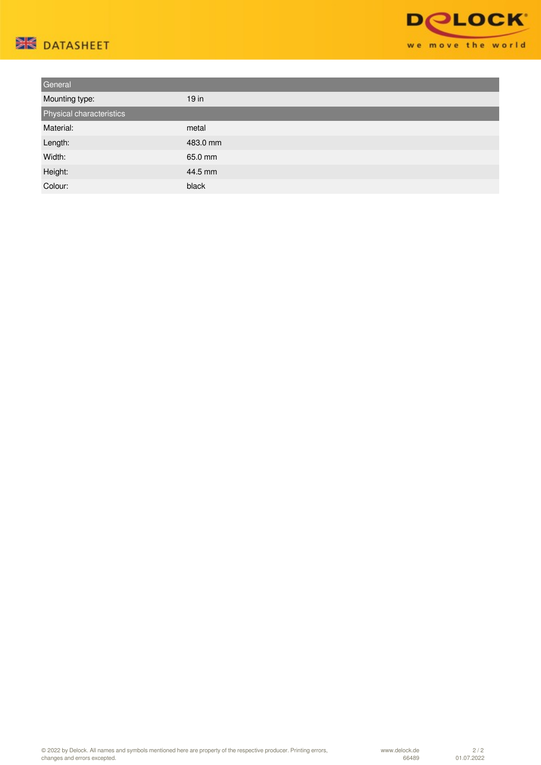| | |
|---|---|
| **General** | |
| Mounting type: | 19 in |
| **Physical characteristics** | |
| Material: | metal |
| Length: | 483.0 mm |
| Width: | 65.0 mm |
| Height: | 44.5 mm |
| Colour: | black |